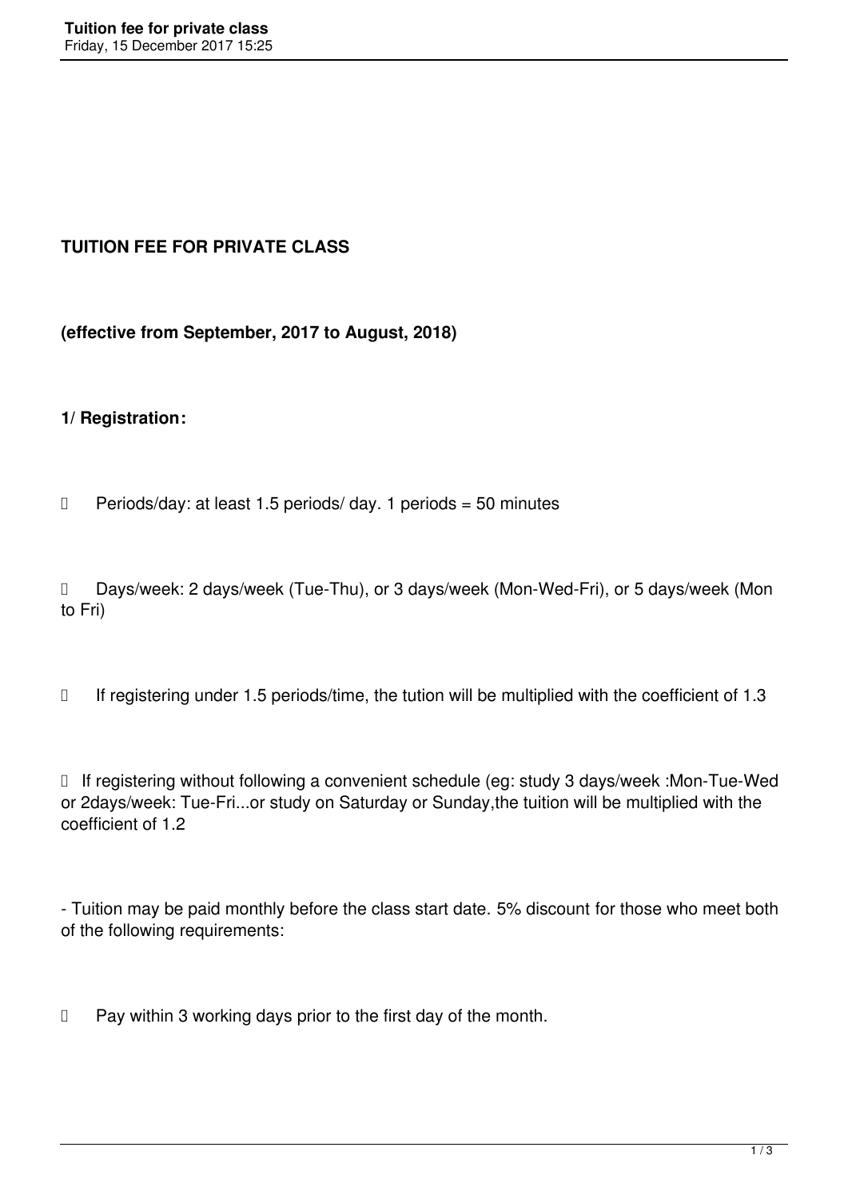**TUITION FEE FOR PRIVATE CLASS**

**(effective from September, 2017 to August, 2018)**

**1/ Registration:**

-  Periods/day: at least 1.5 periods/ day. 1 periods = 50 minutes

-  Days/week: 2 days/week (Tue-Thu), or 3 days/week (Mon-Wed-Fri), or 5 days/week (Mon to Fri)

-  If registering under 1.5 periods/time, the tution will be multiplied with the coefficient of 1.3

-  If registering without following a convenient schedule (eg: study 3 days/week :Mon-Tue-Wed or 2days/week: Tue-Fri...or study on Saturday or Sunday,the tuition will be multiplied with the coefficient of 1.2

- Tuition may be paid monthly before the class start date. 5% discount for those who meet both of the following requirements:

-  Pay within 3 working days prior to the first day of the month.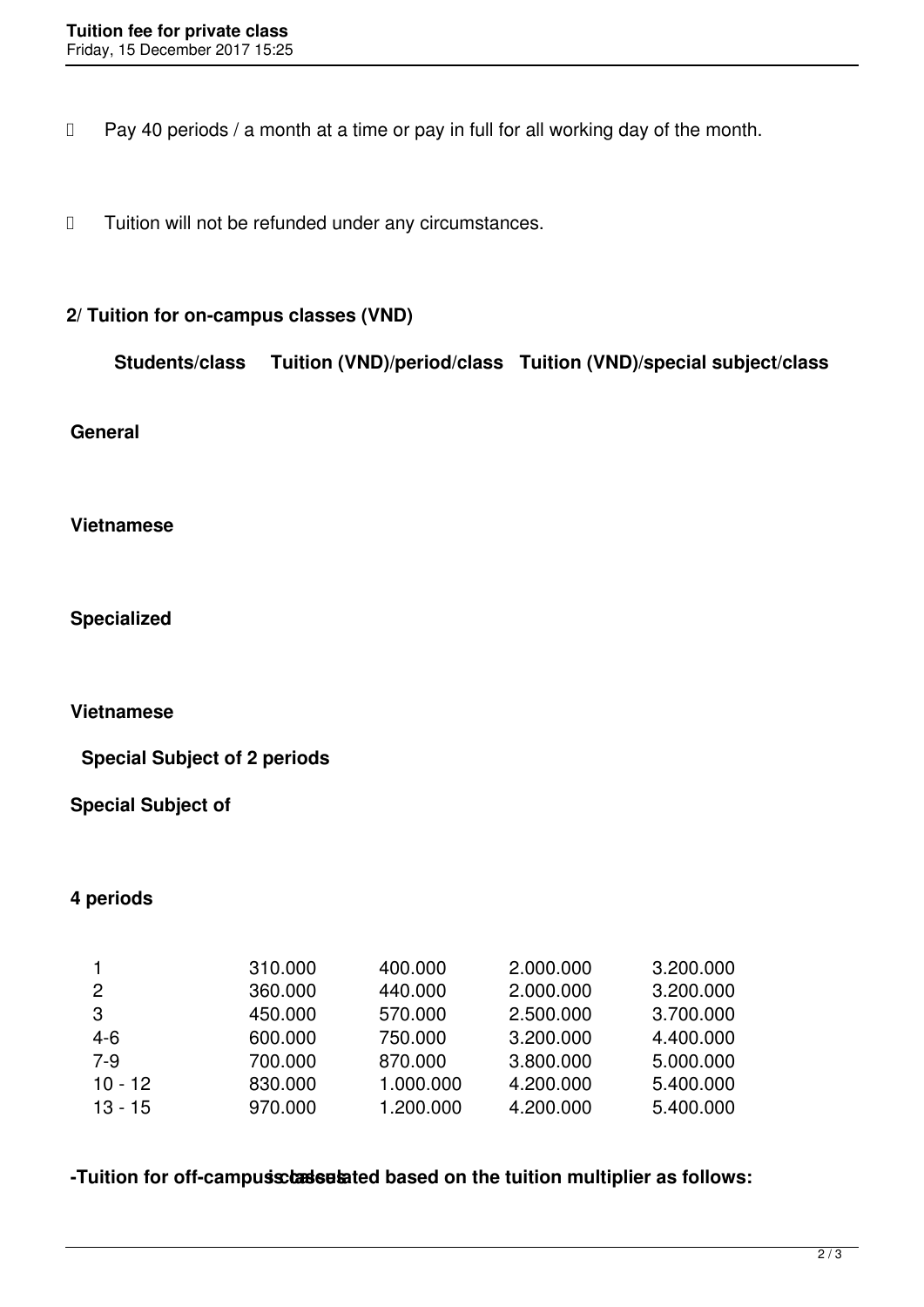- Pay 40 periods / a month at a time or pay in full for all working day of the month.

- Tuition will not be refunded under any circumstances.

**2/ Tuition for on-campus classes (VND)**

| Students/class | Tuition (VND)/period/class | | Tuition (VND)/special subject/class | |
|---|---|---|---|---|
| | General Vietnamese | Specialized Vietnamese | Special Subject of 2 periods | Special Subject of 4 periods |
| 1 | 310.000 | 400.000 | 2.000.000 | 3.200.000 |
| 2 | 360.000 | 440.000 | 2.000.000 | 3.200.000 |
| 3 | 450.000 | 570.000 | 2.500.000 | 3.700.000 |
| 4-6 | 600.000 | 750.000 | 3.200.000 | 4.400.000 |
| 7-9 | 700.000 | 870.000 | 3.800.000 | 5.000.000 |
| 10 - 12 | 830.000 | 1.000.000 | 4.200.000 | 5.400.000 |
| 13 - 15 | 970.000 | 1.200.000 | 4.200.000 | 5.400.000 |

**-Tuition for off-campus classes is calculated based on the tuition multiplier as follows:**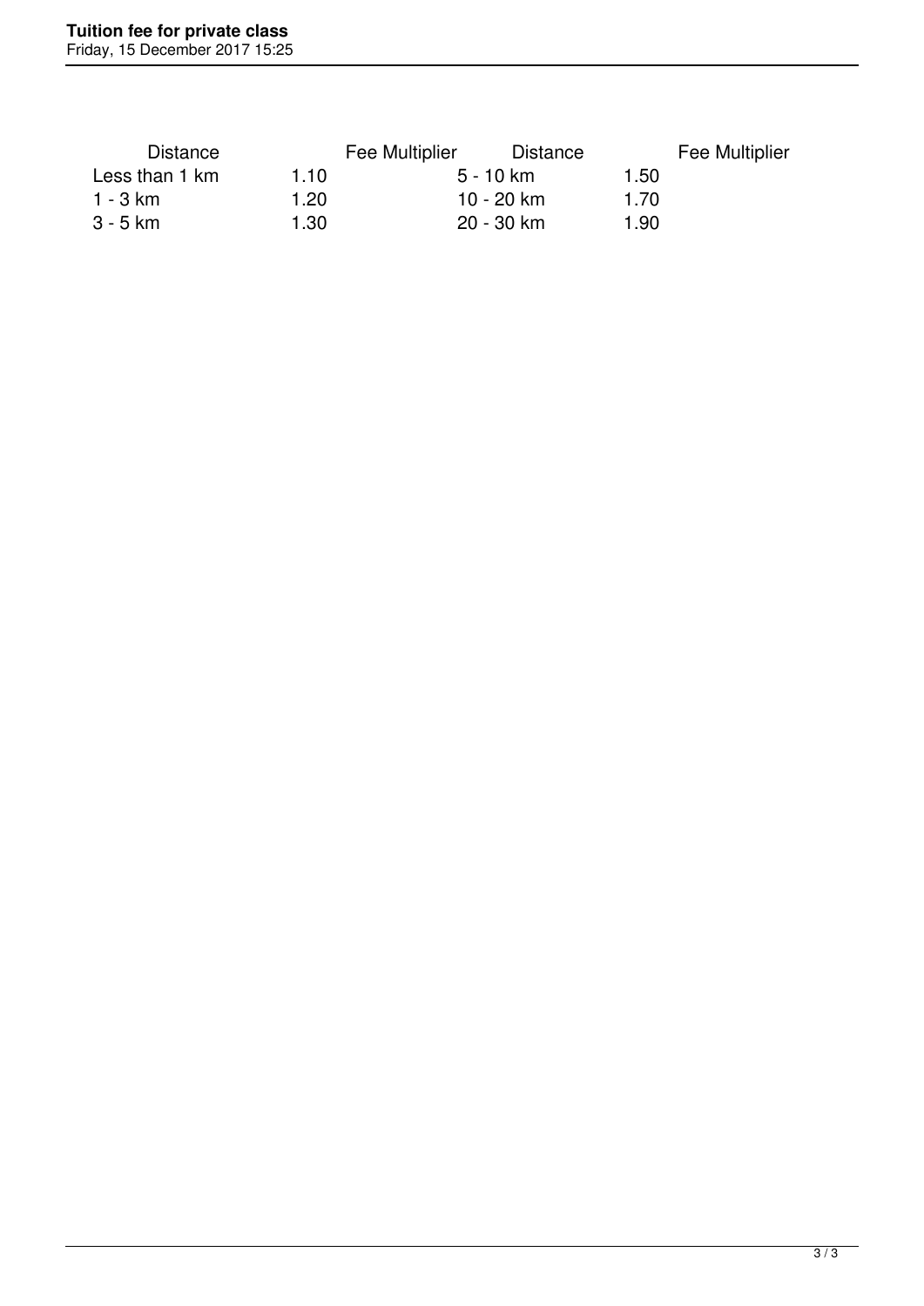| Distance | Fee Multiplier | Distance | Fee Multiplier |
| --- | --- | --- | --- |
| Less than 1 km | 1.10 | 5 - 10 km | 1.50 |
| 1 - 3 km | 1.20 | 10 - 20 km | 1.70 |
| 3 - 5 km | 1.30 | 20 - 30 km | 1.90 |